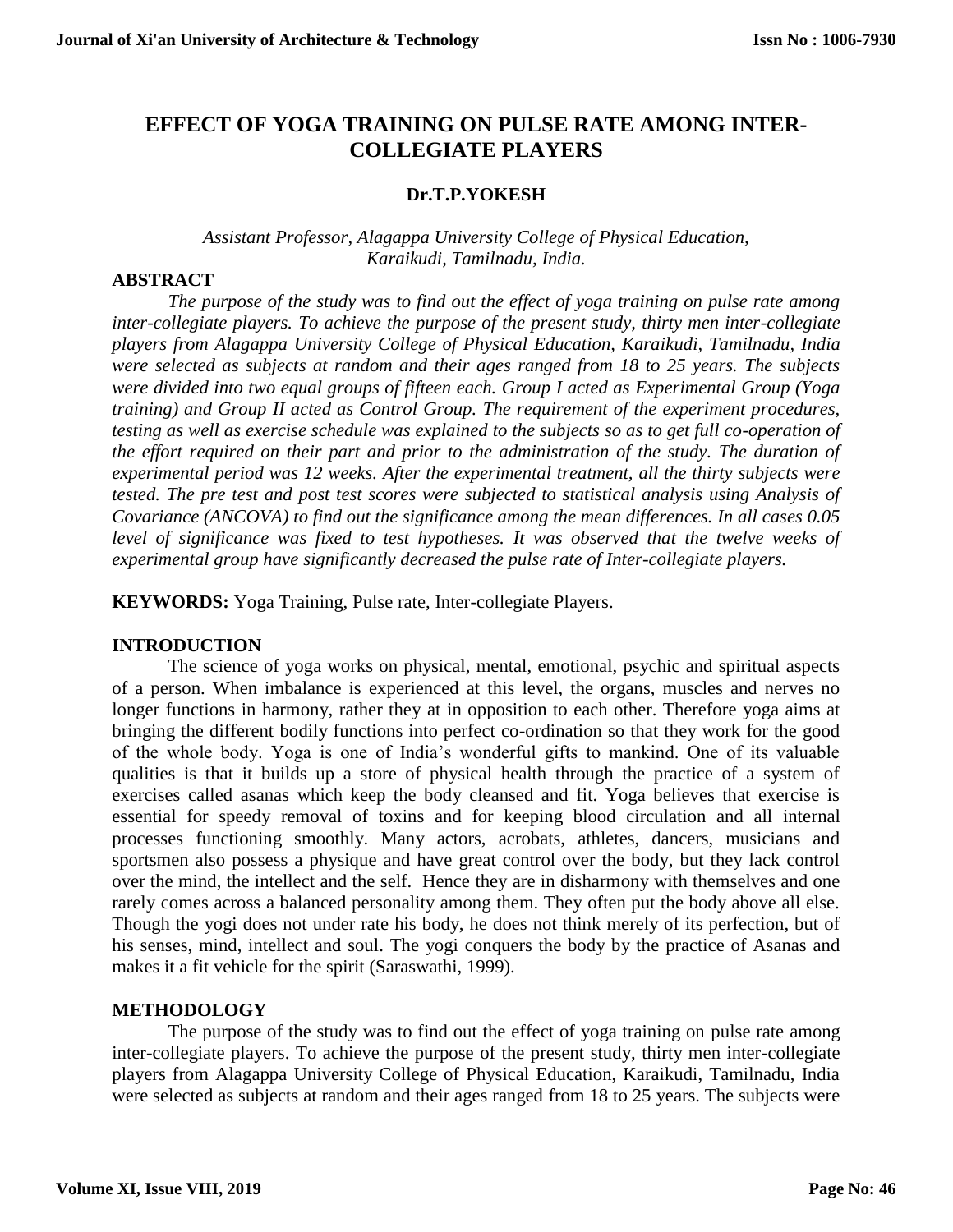# EFFECT OF YOGA TRAINING ON PULSE RATE AMONG INTER-COLLEGIATE PLAYERS

**Dr.T.P.YOKESH**

*Assistant Professor, Alagappa University College of Physical Education, Karaikudi, Tamilnadu, India.*

## ABSTRACT

*The purpose of the study was to find out the effect of yoga training on pulse rate among inter-collegiate players. To achieve the purpose of the present study, thirty men inter-collegiate players from Alagappa University College of Physical Education, Karaikudi, Tamilnadu, India were selected as subjects at random and their ages ranged from 18 to 25 years. The subjects were divided into two equal groups of fifteen each. Group I acted as Experimental Group (Yoga training) and Group II acted as Control Group. The requirement of the experiment procedures, testing as well as exercise schedule was explained to the subjects so as to get full co-operation of the effort required on their part and prior to the administration of the study. The duration of experimental period was 12 weeks. After the experimental treatment, all the thirty subjects were tested. The pre test and post test scores were subjected to statistical analysis using Analysis of Covariance (ANCOVA) to find out the significance among the mean differences. In all cases 0.05 level of significance was fixed to test hypotheses. It was observed that the twelve weeks of experimental group have significantly decreased the pulse rate of Inter-collegiate players.*

**KEYWORDS:** Yoga Training, Pulse rate, Inter-collegiate Players.

## INTRODUCTION

The science of yoga works on physical, mental, emotional, psychic and spiritual aspects of a person. When imbalance is experienced at this level, the organs, muscles and nerves no longer functions in harmony, rather they at in opposition to each other. Therefore yoga aims at bringing the different bodily functions into perfect co-ordination so that they work for the good of the whole body. Yoga is one of India's wonderful gifts to mankind. One of its valuable qualities is that it builds up a store of physical health through the practice of a system of exercises called asanas which keep the body cleansed and fit. Yoga believes that exercise is essential for speedy removal of toxins and for keeping blood circulation and all internal processes functioning smoothly. Many actors, acrobats, athletes, dancers, musicians and sportsmen also possess a physique and have great control over the body, but they lack control over the mind, the intellect and the self. Hence they are in disharmony with themselves and one rarely comes across a balanced personality among them. They often put the body above all else. Though the yogi does not under rate his body, he does not think merely of its perfection, but of his senses, mind, intellect and soul. The yogi conquers the body by the practice of Asanas and makes it a fit vehicle for the spirit (Saraswathi, 1999).

## METHODOLOGY

The purpose of the study was to find out the effect of yoga training on pulse rate among inter-collegiate players. To achieve the purpose of the present study, thirty men inter-collegiate players from Alagappa University College of Physical Education, Karaikudi, Tamilnadu, India were selected as subjects at random and their ages ranged from 18 to 25 years. The subjects were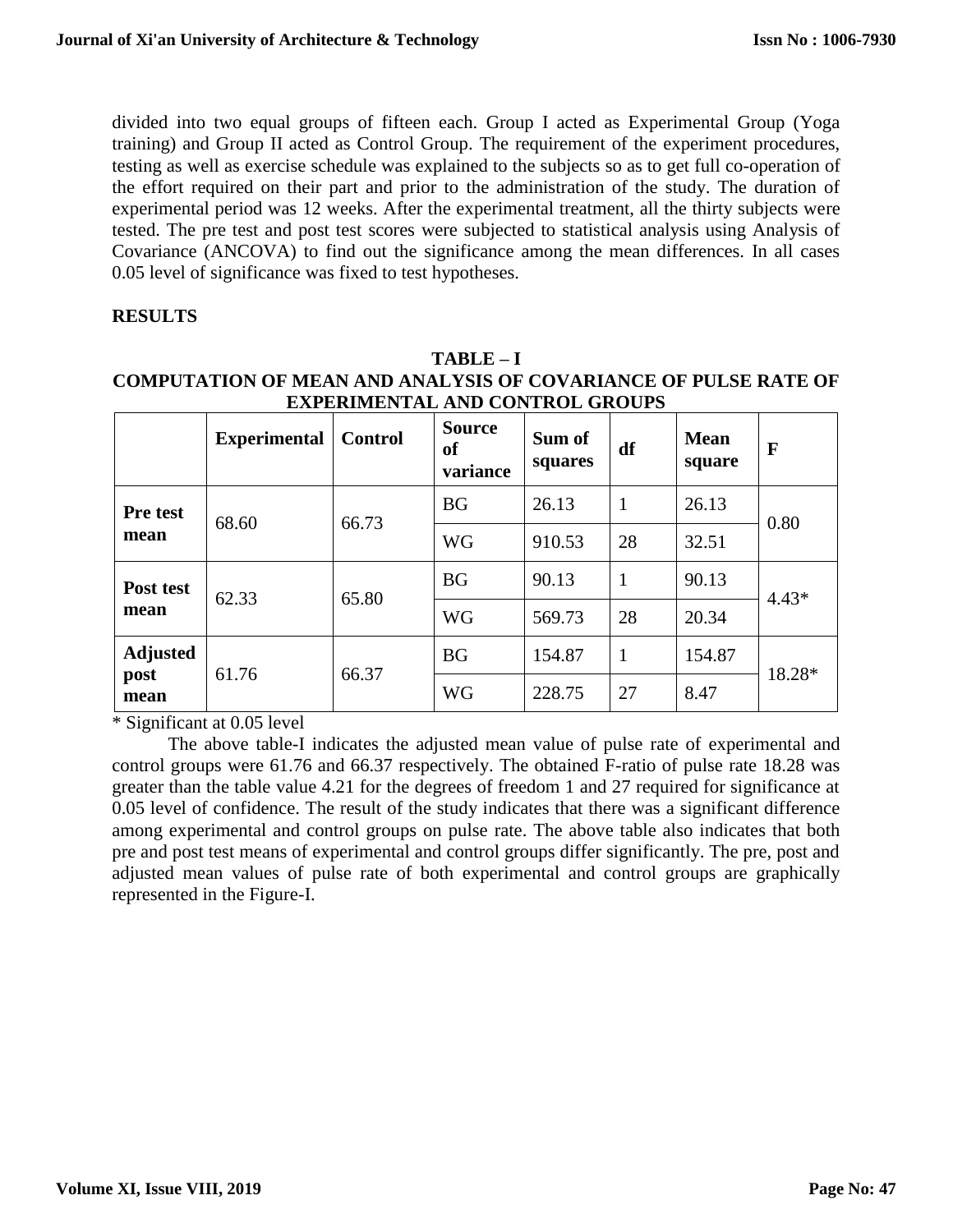divided into two equal groups of fifteen each. Group I acted as Experimental Group (Yoga training) and Group II acted as Control Group. The requirement of the experiment procedures, testing as well as exercise schedule was explained to the subjects so as to get full co-operation of the effort required on their part and prior to the administration of the study. The duration of experimental period was 12 weeks. After the experimental treatment, all the thirty subjects were tested. The pre test and post test scores were subjected to statistical analysis using Analysis of Covariance (ANCOVA) to find out the significance among the mean differences. In all cases 0.05 level of significance was fixed to test hypotheses.

## RESULTS

**TABLE – I**
**COMPUTATION OF MEAN AND ANALYSIS OF COVARIANCE OF PULSE RATE OF EXPERIMENTAL AND CONTROL GROUPS**

| | Experimental | Control | Source of variance | Sum of squares | df | Mean square | F |
|---|---|---|---|---|---|---|---|
| **Pre test mean** | 68.60 | 66.73 | BG | 26.13 | 1 | 26.13 | 0.80 |
| | | | WG | 910.53 | 28 | 32.51 | |
| **Post test mean** | 62.33 | 65.80 | BG | 90.13 | 1 | 90.13 | 4.43* |
| | | | WG | 569.73 | 28 | 20.34 | |
| **Adjusted post mean** | 61.76 | 66.37 | BG | 154.87 | 1 | 154.87 | 18.28* |
| | | | WG | 228.75 | 27 | 8.47 | |

* Significant at 0.05 level

The above table-I indicates the adjusted mean value of pulse rate of experimental and control groups were 61.76 and 66.37 respectively. The obtained F-ratio of pulse rate 18.28 was greater than the table value 4.21 for the degrees of freedom 1 and 27 required for significance at 0.05 level of confidence. The result of the study indicates that there was a significant difference among experimental and control groups on pulse rate. The above table also indicates that both pre and post test means of experimental and control groups differ significantly. The pre, post and adjusted mean values of pulse rate of both experimental and control groups are graphically represented in the Figure-I.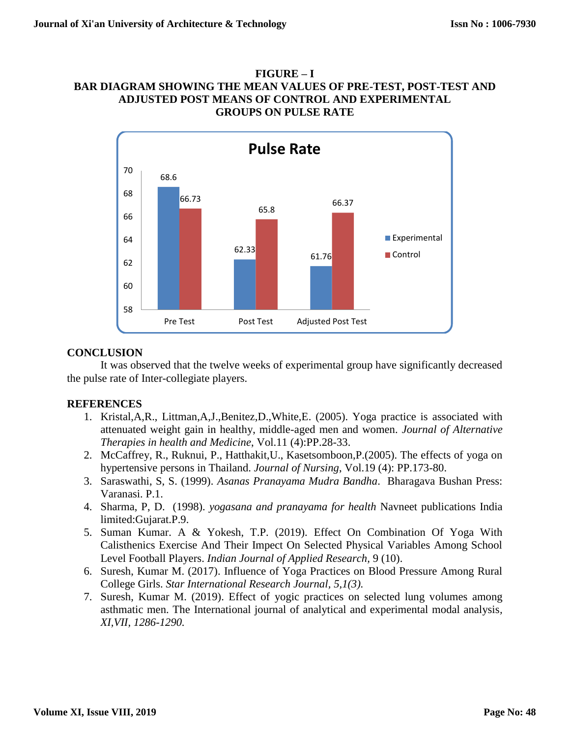**FIGURE – I**

**BAR DIAGRAM SHOWING THE MEAN VALUES OF PRE-TEST, POST-TEST AND ADJUSTED POST MEANS OF CONTROL AND EXPERIMENTAL GROUPS ON PULSE RATE**

## CONCLUSION

It was observed that the twelve weeks of experimental group have significantly decreased the pulse rate of Inter-collegiate players.

## REFERENCES

1. Kristal,A,R., Littman,A,J.,Benitez,D.,White,E. (2005). Yoga practice is associated with attenuated weight gain in healthy, middle-aged men and women. *Journal of Alternative Therapies in health and Medicine*, Vol.11 (4):PP.28-33.
2. McCaffrey, R., Ruknui, P., Hatthakit,U., Kasetsomboon,P.(2005). The effects of yoga on hypertensive persons in Thailand. *Journal of Nursing*, Vol.19 (4): PP.173-80.
3. Saraswathi, S, S. (1999). *Asanas Pranayama Mudra Bandha*. Bharagava Bushan Press: Varanasi. P.1.
4. Sharma, P, D. (1998). *yogasana and pranayama for health* Navneet publications India limited:Gujarat.P.9.
5. Suman Kumar. A & Yokesh, T.P. (2019). Effect On Combination Of Yoga With Calisthenics Exercise And Their Impect On Selected Physical Variables Among School Level Football Players. *Indian Journal of Applied Research*, 9 (10).
6. Suresh, Kumar M. (2017). Influence of Yoga Practices on Blood Pressure Among Rural College Girls. *Star International Research Journal*, *5,1(3).*
7. Suresh, Kumar M. (2019). Effect of yogic practices on selected lung volumes among asthmatic men. The International journal of analytical and experimental modal analysis, *XI,VII, 1286-1290.*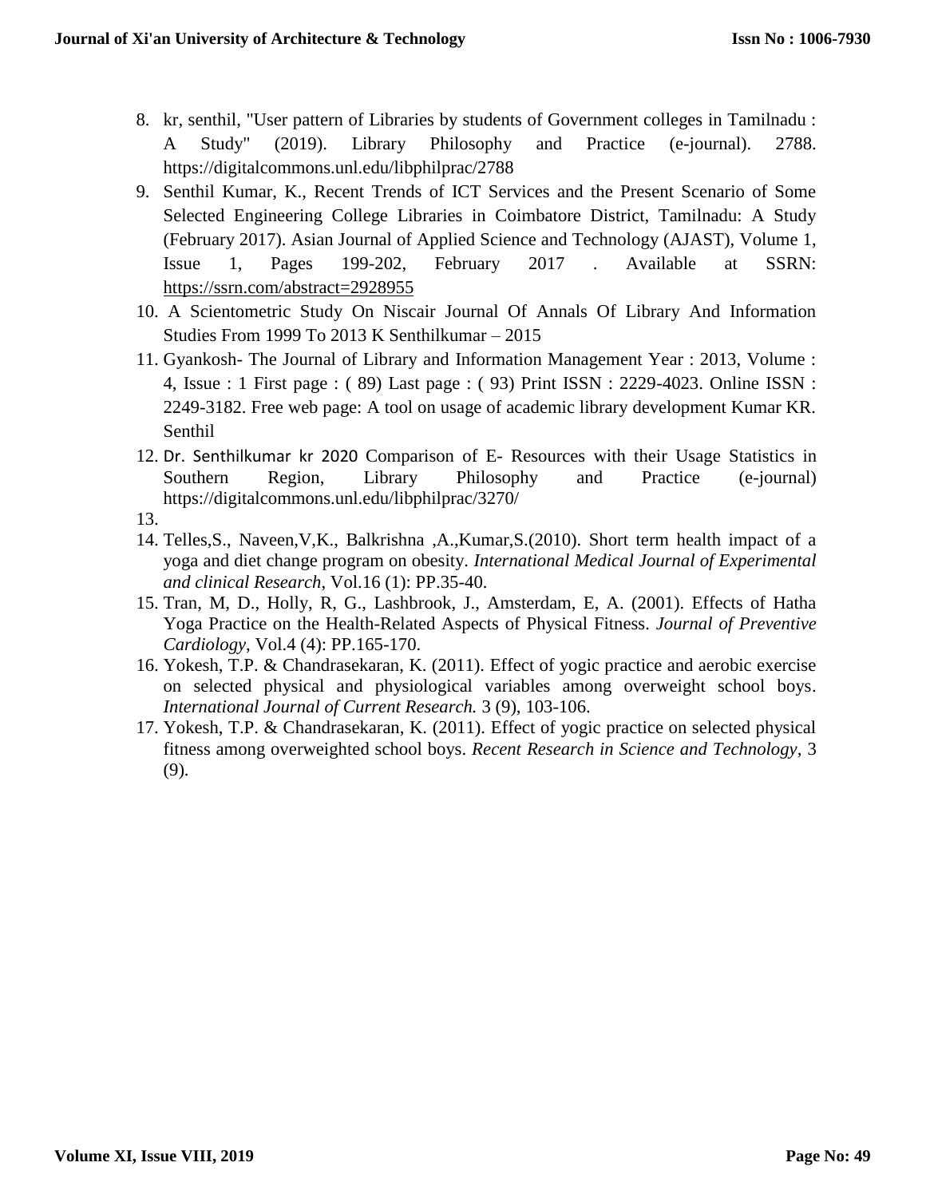8. kr, senthil, "User pattern of Libraries by students of Government colleges in Tamilnadu : A Study" (2019). Library Philosophy and Practice (e-journal). 2788. https://digitalcommons.unl.edu/libphilprac/2788
9. Senthil Kumar, K., Recent Trends of ICT Services and the Present Scenario of Some Selected Engineering College Libraries in Coimbatore District, Tamilnadu: A Study (February 2017). Asian Journal of Applied Science and Technology (AJAST), Volume 1, Issue 1, Pages 199-202, February 2017 . Available at SSRN: https://ssrn.com/abstract=2928955
10. A Scientometric Study On Niscair Journal Of Annals Of Library And Information Studies From 1999 To 2013 K Senthilkumar – 2015
11. Gyankosh- The Journal of Library and Information Management Year : 2013, Volume : 4, Issue : 1 First page : ( 89) Last page : ( 93) Print ISSN : 2229-4023. Online ISSN : 2249-3182. Free web page: A tool on usage of academic library development Kumar KR. Senthil
12. Dr. Senthilkumar kr 2020 Comparison of E- Resources with their Usage Statistics in Southern Region, Library Philosophy and Practice (e-journal) https://digitalcommons.unl.edu/libphilprac/3270/
13.
14. Telles,S., Naveen,V,K., Balkrishna ,A.,Kumar,S.(2010). Short term health impact of a yoga and diet change program on obesity. *International Medical Journal of Experimental and clinical Research*, Vol.16 (1): PP.35-40.
15. Tran, M, D., Holly, R, G., Lashbrook, J., Amsterdam, E, A. (2001). Effects of Hatha Yoga Practice on the Health-Related Aspects of Physical Fitness. *Journal of Preventive Cardiology*, Vol.4 (4): PP.165-170.
16. Yokesh, T.P. & Chandrasekaran, K. (2011). Effect of yogic practice and aerobic exercise on selected physical and physiological variables among overweight school boys. *International Journal of Current Research.* 3 (9), 103-106.
17. Yokesh, T.P. & Chandrasekaran, K. (2011). Effect of yogic practice on selected physical fitness among overweighted school boys. *Recent Research in Science and Technology*, 3 (9).